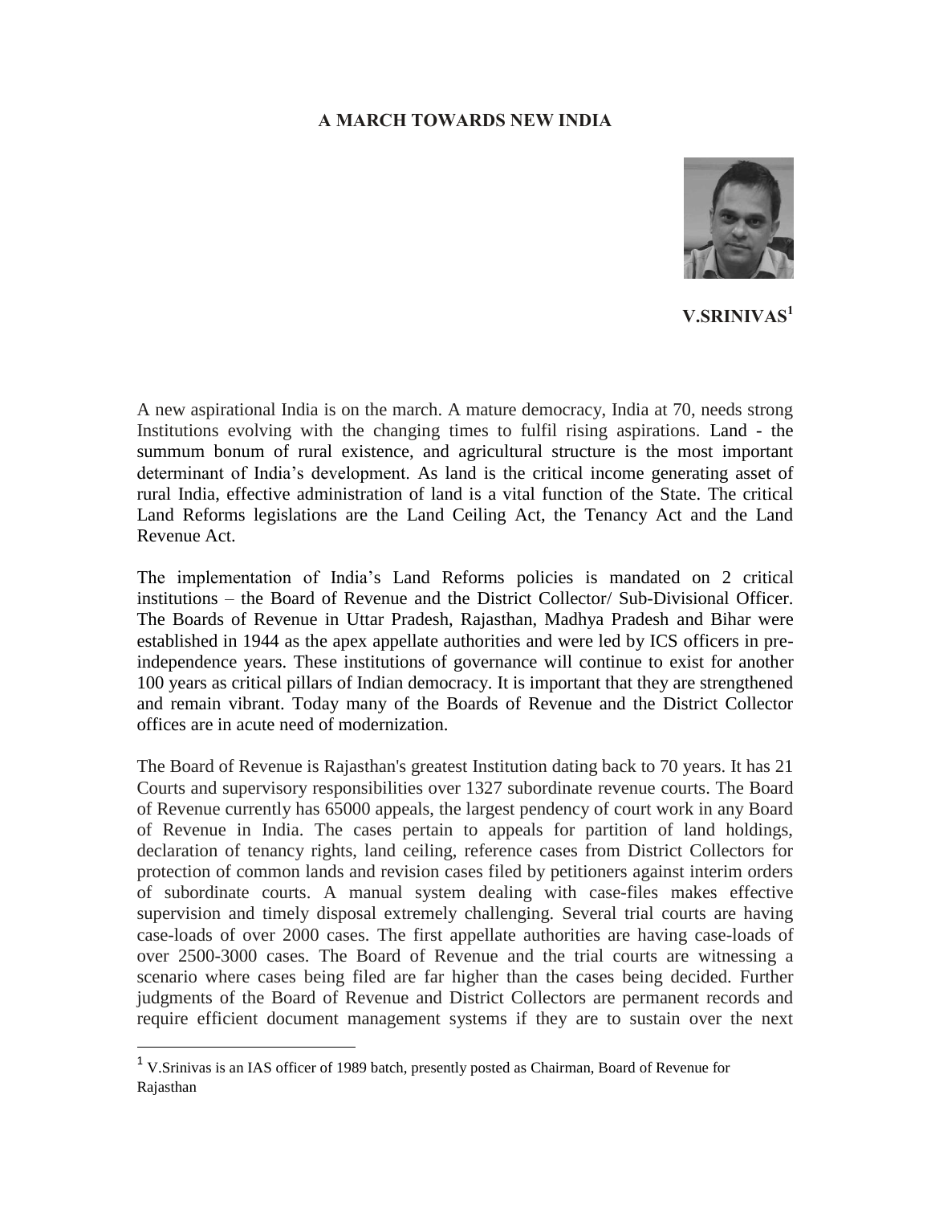# A MARCH TOWARDS NEW INDIA

**V.SRINIVAS[1]**

A new aspirational India is on the march. A mature democracy, India at 70, needs strong Institutions evolving with the changing times to fulfil rising aspirations. Land - the summum bonum of rural existence, and agricultural structure is the most important determinant of India's development. As land is the critical income generating asset of rural India, effective administration of land is a vital function of the State. The critical Land Reforms legislations are the Land Ceiling Act, the Tenancy Act and the Land Revenue Act.

The implementation of India's Land Reforms policies is mandated on 2 critical institutions – the Board of Revenue and the District Collector/ Sub-Divisional Officer. The Boards of Revenue in Uttar Pradesh, Rajasthan, Madhya Pradesh and Bihar were established in 1944 as the apex appellate authorities and were led by ICS officers in pre-independence years. These institutions of governance will continue to exist for another 100 years as critical pillars of Indian democracy. It is important that they are strengthened and remain vibrant. Today many of the Boards of Revenue and the District Collector offices are in acute need of modernization.

The Board of Revenue is Rajasthan's greatest Institution dating back to 70 years. It has 21 Courts and supervisory responsibilities over 1327 subordinate revenue courts. The Board of Revenue currently has 65000 appeals, the largest pendency of court work in any Board of Revenue in India. The cases pertain to appeals for partition of land holdings, declaration of tenancy rights, land ceiling, reference cases from District Collectors for protection of common lands and revision cases filed by petitioners against interim orders of subordinate courts. A manual system dealing with case-files makes effective supervision and timely disposal extremely challenging. Several trial courts are having case-loads of over 2000 cases. The first appellate authorities are having case-loads of over 2500-3000 cases. The Board of Revenue and the trial courts are witnessing a scenario where cases being filed are far higher than the cases being decided. Further judgments of the Board of Revenue and District Collectors are permanent records and require efficient document management systems if they are to sustain over the next

---

[1] V.Srinivas is an IAS officer of 1989 batch, presently posted as Chairman, Board of Revenue for Rajasthan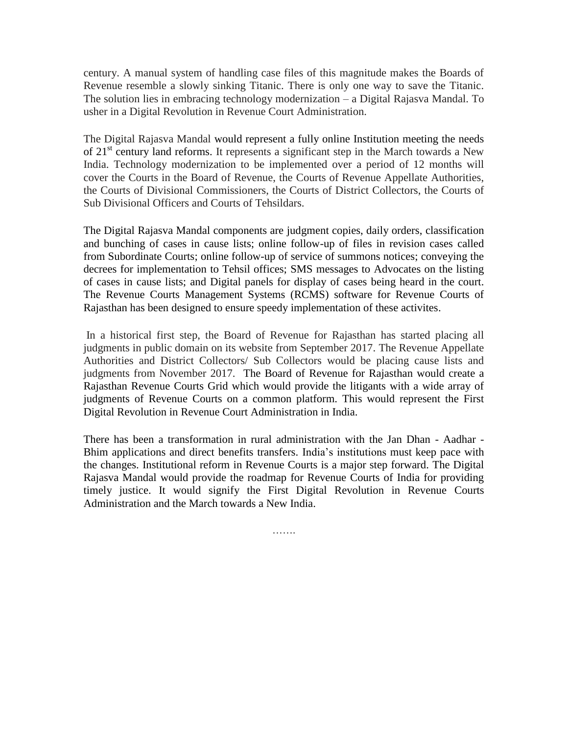century. A manual system of handling case files of this magnitude makes the Boards of Revenue resemble a slowly sinking Titanic. There is only one way to save the Titanic. The solution lies in embracing technology modernization – a Digital Rajasva Mandal. To usher in a Digital Revolution in Revenue Court Administration.

The Digital Rajasva Mandal would represent a fully online Institution meeting the needs of 21st century land reforms. It represents a significant step in the March towards a New India. Technology modernization to be implemented over a period of 12 months will cover the Courts in the Board of Revenue, the Courts of Revenue Appellate Authorities, the Courts of Divisional Commissioners, the Courts of District Collectors, the Courts of Sub Divisional Officers and Courts of Tehsildars.

The Digital Rajasva Mandal components are judgment copies, daily orders, classification and bunching of cases in cause lists; online follow-up of files in revision cases called from Subordinate Courts; online follow-up of service of summons notices; conveying the decrees for implementation to Tehsil offices; SMS messages to Advocates on the listing of cases in cause lists; and Digital panels for display of cases being heard in the court. The Revenue Courts Management Systems (RCMS) software for Revenue Courts of Rajasthan has been designed to ensure speedy implementation of these activites.

In a historical first step, the Board of Revenue for Rajasthan has started placing all judgments in public domain on its website from September 2017. The Revenue Appellate Authorities and District Collectors/ Sub Collectors would be placing cause lists and judgments from November 2017. The Board of Revenue for Rajasthan would create a Rajasthan Revenue Courts Grid which would provide the litigants with a wide array of judgments of Revenue Courts on a common platform. This would represent the First Digital Revolution in Revenue Court Administration in India.

There has been a transformation in rural administration with the Jan Dhan - Aadhar - Bhim applications and direct benefits transfers. India's institutions must keep pace with the changes. Institutional reform in Revenue Courts is a major step forward. The Digital Rajasva Mandal would provide the roadmap for Revenue Courts of India for providing timely justice. It would signify the First Digital Revolution in Revenue Courts Administration and the March towards a New India.

…….